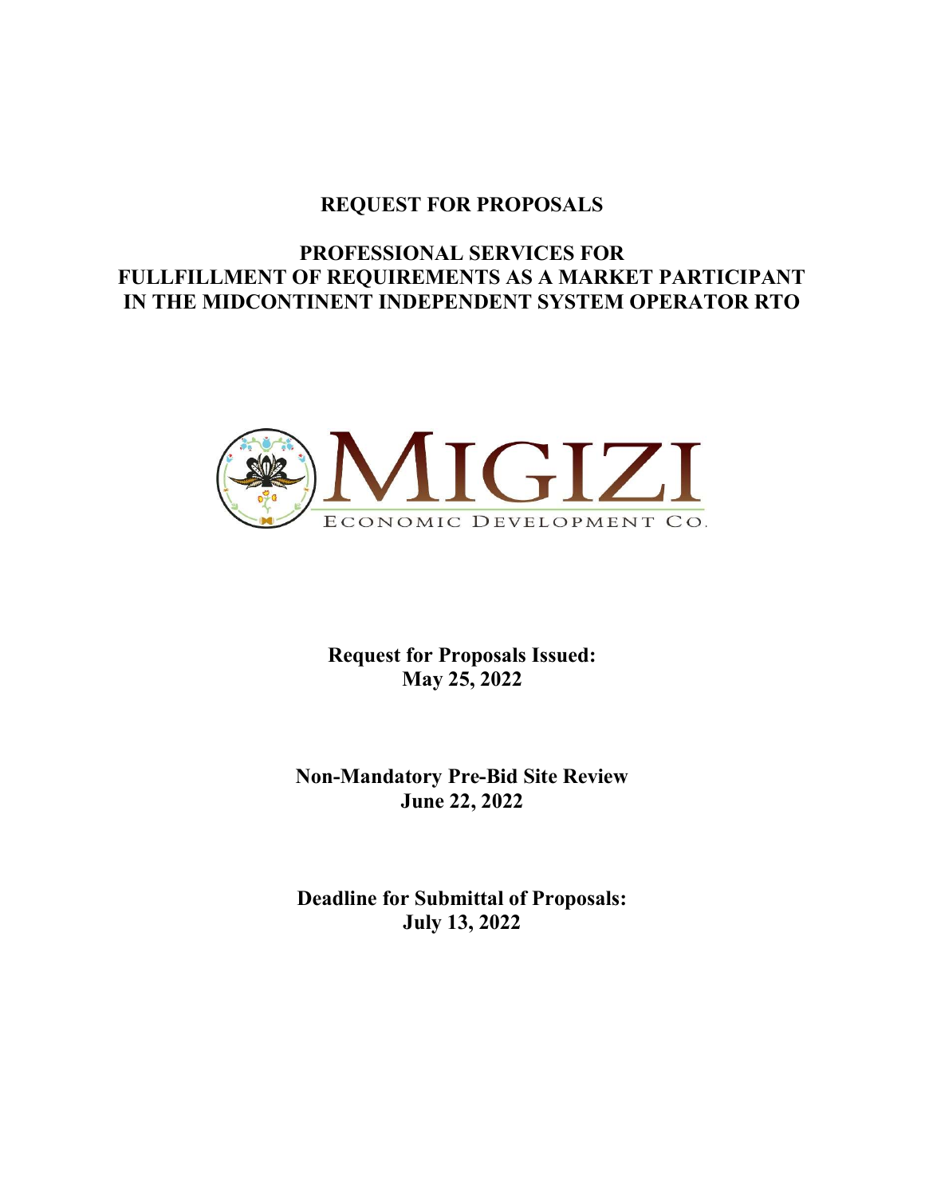# REQUEST FOR PROPOSALS

## PROFESSIONAL SERVICES FOR FULLFILLMENT OF REQUIREMENTS AS A MARKET PARTICIPANT IN THE MIDCONTINENT INDEPENDENT SYSTEM OPERATOR RTO

MIGIZI

ECONOMIC DEVELOPMENT CO.

**Request for Proposals Issued:**
**May 25, 2022**

**Non-Mandatory Pre-Bid Site Review**
**June 22, 2022**

**Deadline for Submittal of Proposals:**
**July 13, 2022**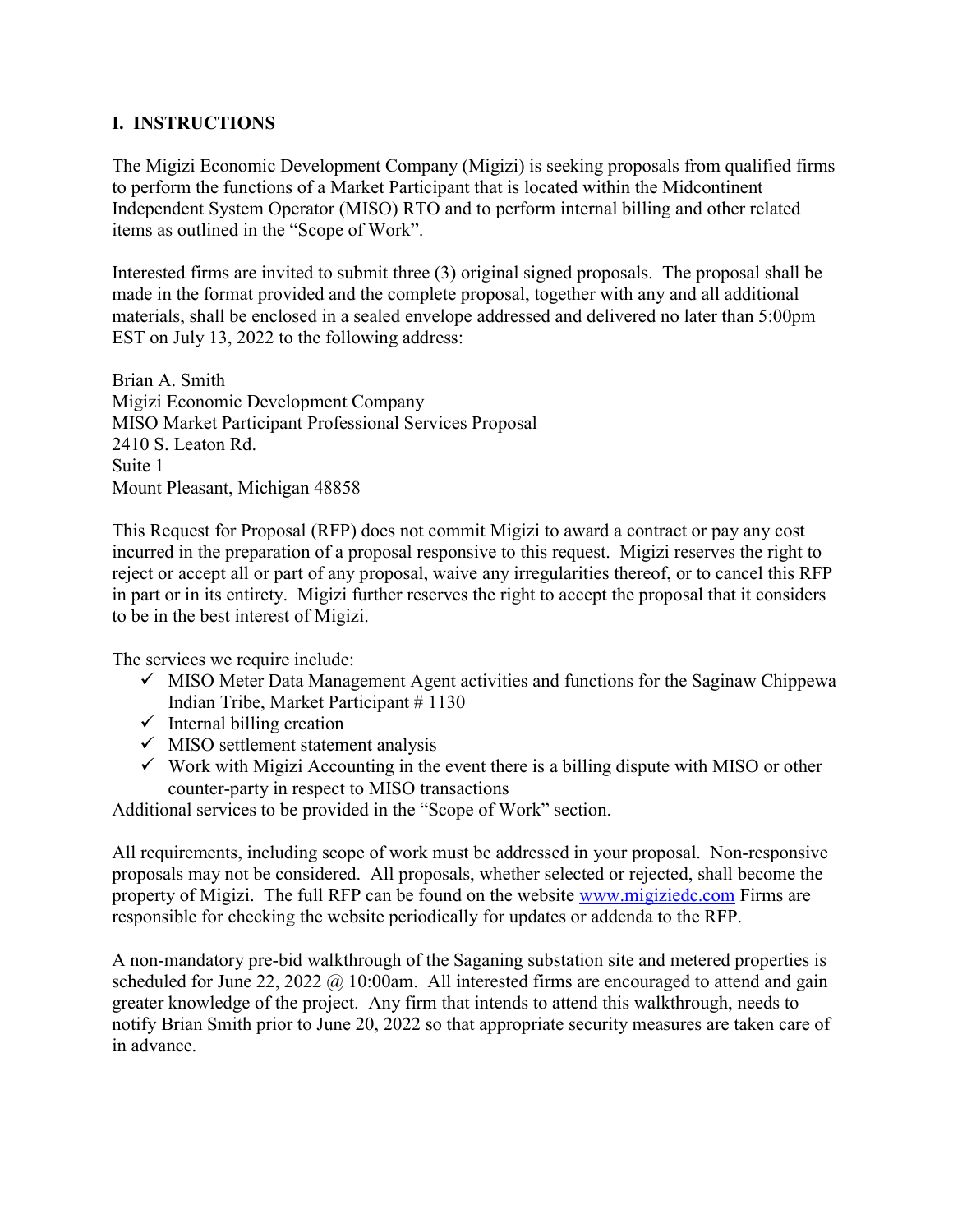## I. INSTRUCTIONS

The Migizi Economic Development Company (Migizi) is seeking proposals from qualified firms to perform the functions of a Market Participant that is located within the Midcontinent Independent System Operator (MISO) RTO and to perform internal billing and other related items as outlined in the "Scope of Work".

Interested firms are invited to submit three (3) original signed proposals. The proposal shall be made in the format provided and the complete proposal, together with any and all additional materials, shall be enclosed in a sealed envelope addressed and delivered no later than 5:00pm EST on July 13, 2022 to the following address:

Brian A. Smith  
Migizi Economic Development Company  
MISO Market Participant Professional Services Proposal  
2410 S. Leaton Rd.  
Suite 1  
Mount Pleasant, Michigan 48858

This Request for Proposal (RFP) does not commit Migizi to award a contract or pay any cost incurred in the preparation of a proposal responsive to this request. Migizi reserves the right to reject or accept all or part of any proposal, waive any irregularities thereof, or to cancel this RFP in part or in its entirety. Migizi further reserves the right to accept the proposal that it considers to be in the best interest of Migizi.

The services we require include:

- ✓ MISO Meter Data Management Agent activities and functions for the Saginaw Chippewa Indian Tribe, Market Participant # 1130
- ✓ Internal billing creation
- ✓ MISO settlement statement analysis
- ✓ Work with Migizi Accounting in the event there is a billing dispute with MISO or other counter-party in respect to MISO transactions

Additional services to be provided in the "Scope of Work" section.

All requirements, including scope of work must be addressed in your proposal. Non-responsive proposals may not be considered. All proposals, whether selected or rejected, shall become the property of Migizi. The full RFP can be found on the website www.migiziedc.com Firms are responsible for checking the website periodically for updates or addenda to the RFP.

A non-mandatory pre-bid walkthrough of the Saganing substation site and metered properties is scheduled for June 22, 2022 @ 10:00am. All interested firms are encouraged to attend and gain greater knowledge of the project. Any firm that intends to attend this walkthrough, needs to notify Brian Smith prior to June 20, 2022 so that appropriate security measures are taken care of in advance.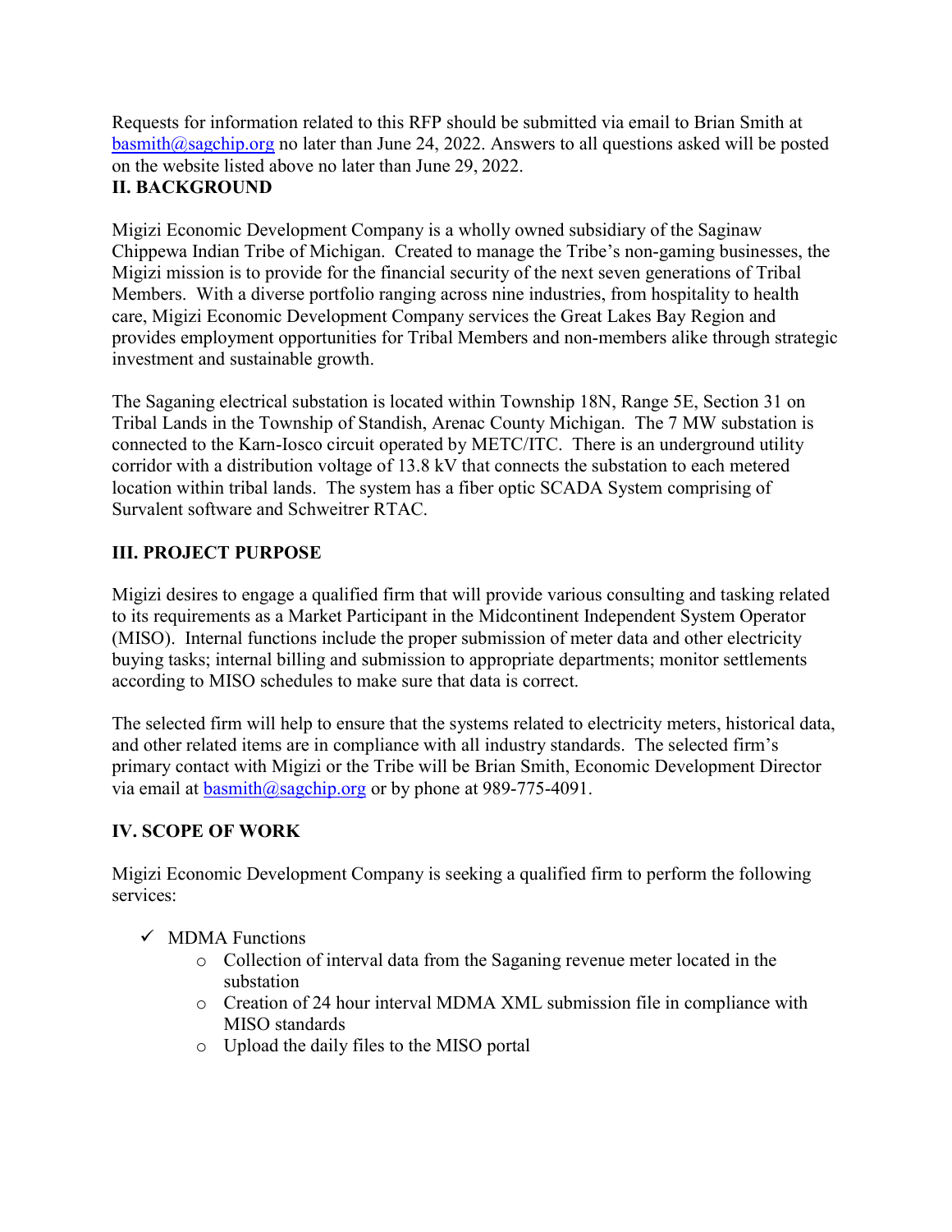Requests for information related to this RFP should be submitted via email to Brian Smith at basmith@sagchip.org no later than June 24, 2022. Answers to all questions asked will be posted on the website listed above no later than June 29, 2022.

## II. BACKGROUND

Migizi Economic Development Company is a wholly owned subsidiary of the Saginaw Chippewa Indian Tribe of Michigan. Created to manage the Tribe's non-gaming businesses, the Migizi mission is to provide for the financial security of the next seven generations of Tribal Members. With a diverse portfolio ranging across nine industries, from hospitality to health care, Migizi Economic Development Company services the Great Lakes Bay Region and provides employment opportunities for Tribal Members and non-members alike through strategic investment and sustainable growth.

The Saganing electrical substation is located within Township 18N, Range 5E, Section 31 on Tribal Lands in the Township of Standish, Arenac County Michigan. The 7 MW substation is connected to the Karn-Iosco circuit operated by METC/ITC. There is an underground utility corridor with a distribution voltage of 13.8 kV that connects the substation to each metered location within tribal lands. The system has a fiber optic SCADA System comprising of Survalent software and Schweitrer RTAC.

## III. PROJECT PURPOSE

Migizi desires to engage a qualified firm that will provide various consulting and tasking related to its requirements as a Market Participant in the Midcontinent Independent System Operator (MISO). Internal functions include the proper submission of meter data and other electricity buying tasks; internal billing and submission to appropriate departments; monitor settlements according to MISO schedules to make sure that data is correct.

The selected firm will help to ensure that the systems related to electricity meters, historical data, and other related items are in compliance with all industry standards. The selected firm's primary contact with Migizi or the Tribe will be Brian Smith, Economic Development Director via email at basmith@sagchip.org or by phone at 989-775-4091.

## IV. SCOPE OF WORK

Migizi Economic Development Company is seeking a qualified firm to perform the following services:

- ✓ MDMA Functions
  - Collection of interval data from the Saganing revenue meter located in the substation
  - Creation of 24 hour interval MDMA XML submission file in compliance with MISO standards
  - Upload the daily files to the MISO portal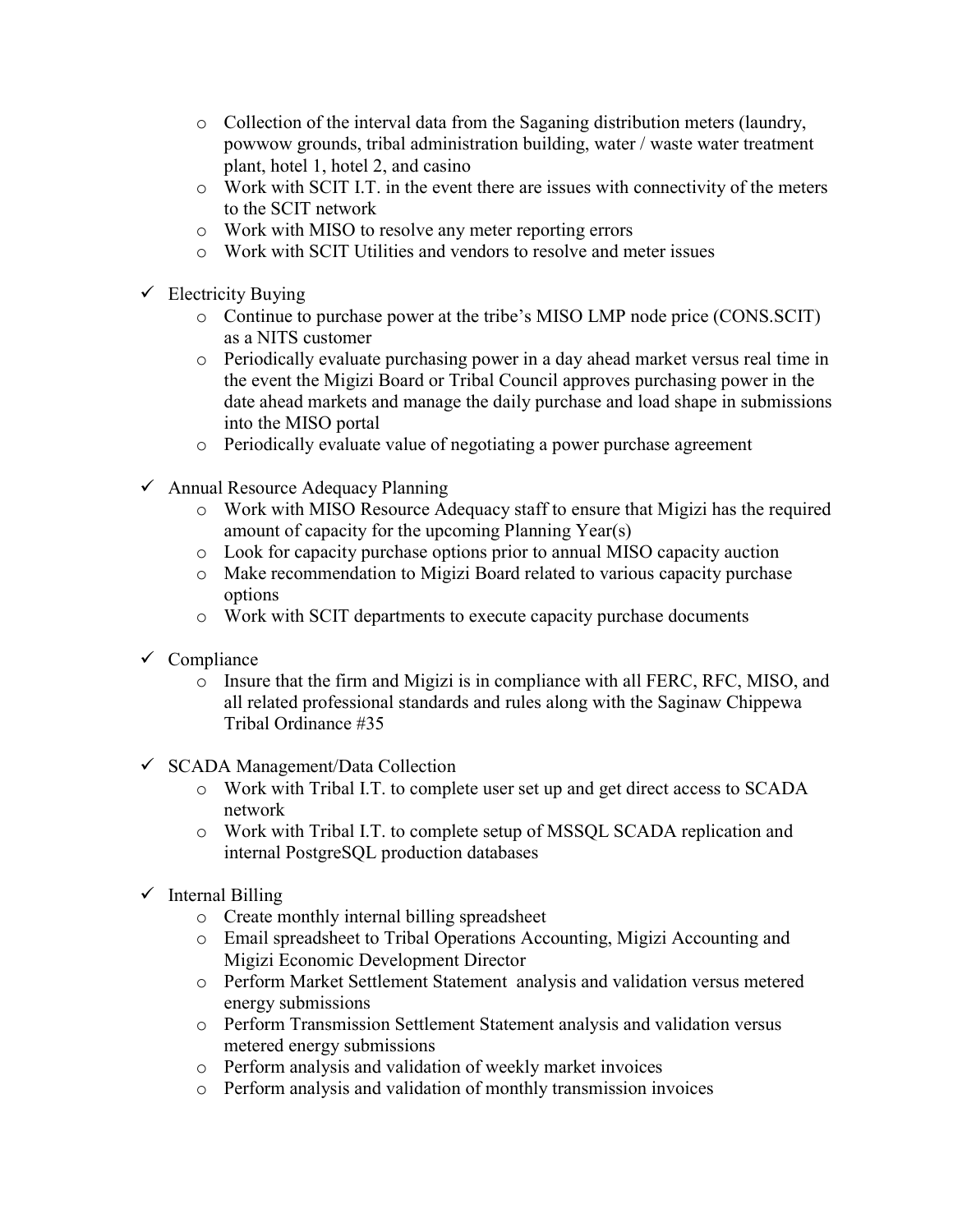- Collection of the interval data from the Saganing distribution meters (laundry, powwow grounds, tribal administration building, water / waste water treatment plant, hotel 1, hotel 2, and casino
  - Work with SCIT I.T. in the event there are issues with connectivity of the meters to the SCIT network
  - Work with MISO to resolve any meter reporting errors
  - Work with SCIT Utilities and vendors to resolve and meter issues

- ✓ Electricity Buying
  - Continue to purchase power at the tribe's MISO LMP node price (CONS.SCIT) as a NITS customer
  - Periodically evaluate purchasing power in a day ahead market versus real time in the event the Migizi Board or Tribal Council approves purchasing power in the date ahead markets and manage the daily purchase and load shape in submissions into the MISO portal
  - Periodically evaluate value of negotiating a power purchase agreement

- ✓ Annual Resource Adequacy Planning
  - Work with MISO Resource Adequacy staff to ensure that Migizi has the required amount of capacity for the upcoming Planning Year(s)
  - Look for capacity purchase options prior to annual MISO capacity auction
  - Make recommendation to Migizi Board related to various capacity purchase options
  - Work with SCIT departments to execute capacity purchase documents

- ✓ Compliance
  - Insure that the firm and Migizi is in compliance with all FERC, RFC, MISO, and all related professional standards and rules along with the Saginaw Chippewa Tribal Ordinance #35

- ✓ SCADA Management/Data Collection
  - Work with Tribal I.T. to complete user set up and get direct access to SCADA network
  - Work with Tribal I.T. to complete setup of MSSQL SCADA replication and internal PostgreSQL production databases

- ✓ Internal Billing
  - Create monthly internal billing spreadsheet
  - Email spreadsheet to Tribal Operations Accounting, Migizi Accounting and Migizi Economic Development Director
  - Perform Market Settlement Statement analysis and validation versus metered energy submissions
  - Perform Transmission Settlement Statement analysis and validation versus metered energy submissions
  - Perform analysis and validation of weekly market invoices
  - Perform analysis and validation of monthly transmission invoices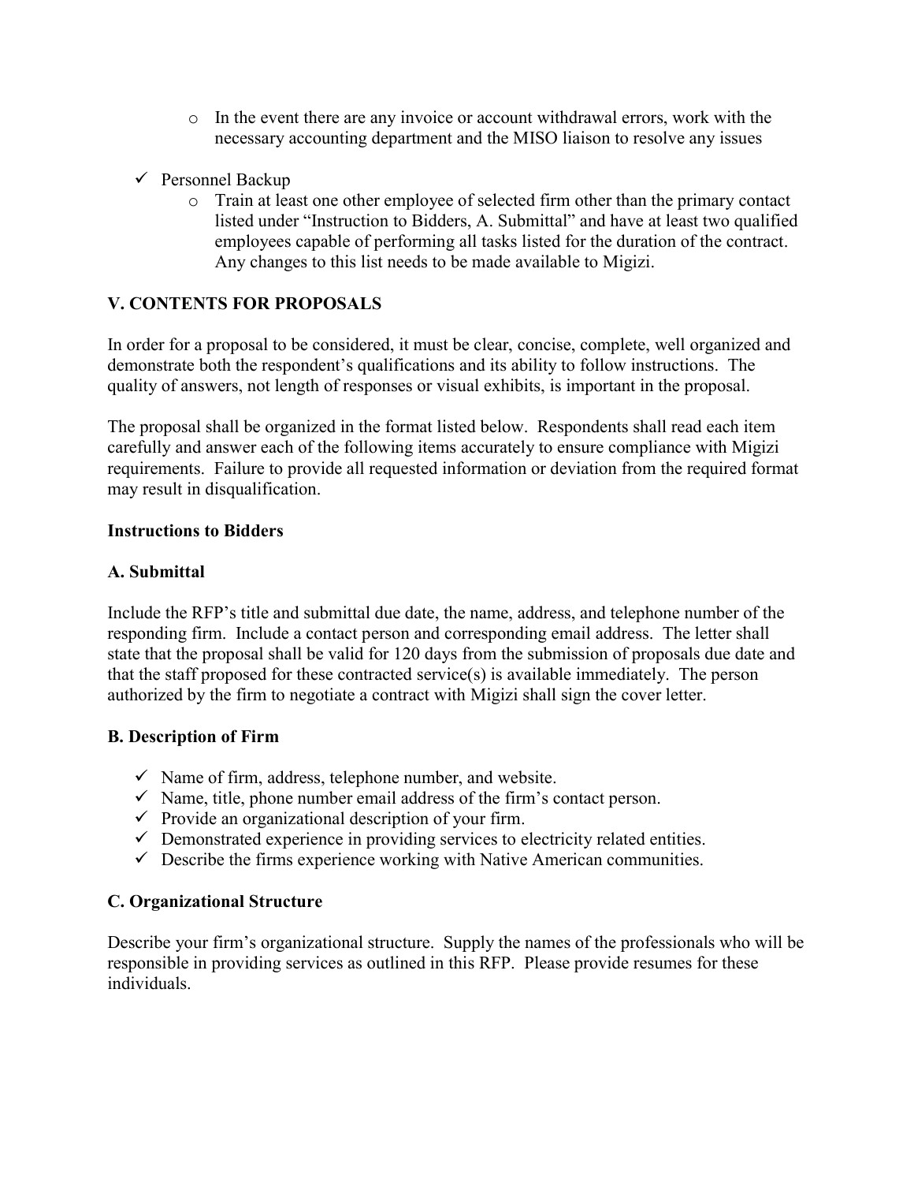- In the event there are any invoice or account withdrawal errors, work with the necessary accounting department and the MISO liaison to resolve any issues

- ✓ Personnel Backup
    - Train at least one other employee of selected firm other than the primary contact listed under "Instruction to Bidders, A. Submittal" and have at least two qualified employees capable of performing all tasks listed for the duration of the contract. Any changes to this list needs to be made available to Migizi.

## V. CONTENTS FOR PROPOSALS

In order for a proposal to be considered, it must be clear, concise, complete, well organized and demonstrate both the respondent's qualifications and its ability to follow instructions. The quality of answers, not length of responses or visual exhibits, is important in the proposal.

The proposal shall be organized in the format listed below. Respondents shall read each item carefully and answer each of the following items accurately to ensure compliance with Migizi requirements. Failure to provide all requested information or deviation from the required format may result in disqualification.

### Instructions to Bidders

### A. Submittal

Include the RFP's title and submittal due date, the name, address, and telephone number of the responding firm. Include a contact person and corresponding email address. The letter shall state that the proposal shall be valid for 120 days from the submission of proposals due date and that the staff proposed for these contracted service(s) is available immediately. The person authorized by the firm to negotiate a contract with Migizi shall sign the cover letter.

### B. Description of Firm

- ✓ Name of firm, address, telephone number, and website.
- ✓ Name, title, phone number email address of the firm's contact person.
- ✓ Provide an organizational description of your firm.
- ✓ Demonstrated experience in providing services to electricity related entities.
- ✓ Describe the firms experience working with Native American communities.

### C. Organizational Structure

Describe your firm's organizational structure. Supply the names of the professionals who will be responsible in providing services as outlined in this RFP. Please provide resumes for these individuals.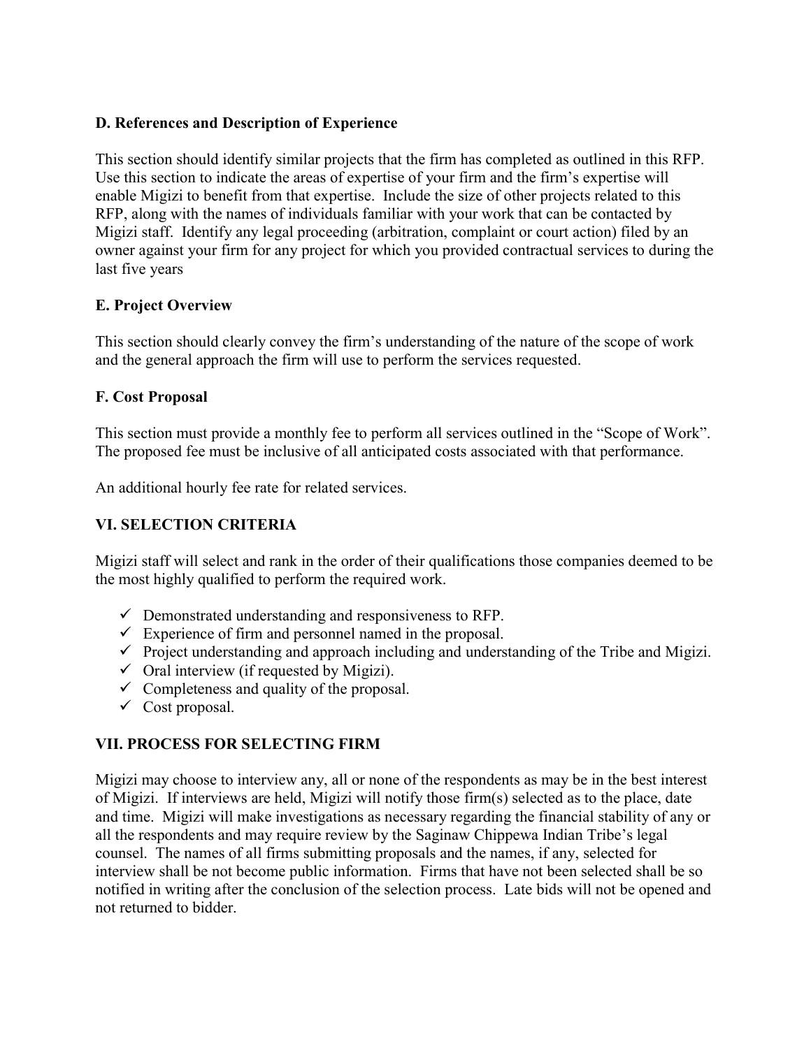### D. References and Description of Experience

This section should identify similar projects that the firm has completed as outlined in this RFP. Use this section to indicate the areas of expertise of your firm and the firm's expertise will enable Migizi to benefit from that expertise. Include the size of other projects related to this RFP, along with the names of individuals familiar with your work that can be contacted by Migizi staff. Identify any legal proceeding (arbitration, complaint or court action) filed by an owner against your firm for any project for which you provided contractual services to during the last five years

### E. Project Overview

This section should clearly convey the firm's understanding of the nature of the scope of work and the general approach the firm will use to perform the services requested.

### F. Cost Proposal

This section must provide a monthly fee to perform all services outlined in the "Scope of Work". The proposed fee must be inclusive of all anticipated costs associated with that performance.

An additional hourly fee rate for related services.

## VI. SELECTION CRITERIA

Migizi staff will select and rank in the order of their qualifications those companies deemed to be the most highly qualified to perform the required work.

- ✓ Demonstrated understanding and responsiveness to RFP.
- ✓ Experience of firm and personnel named in the proposal.
- ✓ Project understanding and approach including and understanding of the Tribe and Migizi.
- ✓ Oral interview (if requested by Migizi).
- ✓ Completeness and quality of the proposal.
- ✓ Cost proposal.

## VII. PROCESS FOR SELECTING FIRM

Migizi may choose to interview any, all or none of the respondents as may be in the best interest of Migizi. If interviews are held, Migizi will notify those firm(s) selected as to the place, date and time. Migizi will make investigations as necessary regarding the financial stability of any or all the respondents and may require review by the Saginaw Chippewa Indian Tribe's legal counsel. The names of all firms submitting proposals and the names, if any, selected for interview shall be not become public information. Firms that have not been selected shall be so notified in writing after the conclusion of the selection process. Late bids will not be opened and not returned to bidder.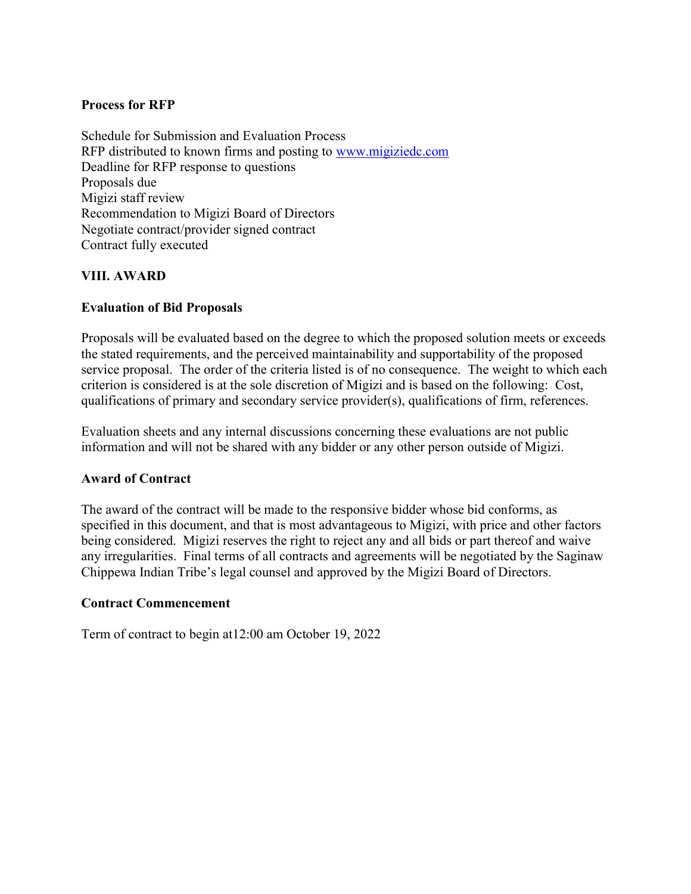**Process for RFP**

Schedule for Submission and Evaluation Process
RFP distributed to known firms and posting to [www.migiziedc.com](http://www.migiziedc.com)
Deadline for RFP response to questions
Proposals due
Migizi staff review
Recommendation to Migizi Board of Directors
Negotiate contract/provider signed contract
Contract fully executed

## VIII. AWARD

### Evaluation of Bid Proposals

Proposals will be evaluated based on the degree to which the proposed solution meets or exceeds the stated requirements, and the perceived maintainability and supportability of the proposed service proposal. The order of the criteria listed is of no consequence. The weight to which each criterion is considered is at the sole discretion of Migizi and is based on the following: Cost, qualifications of primary and secondary service provider(s), qualifications of firm, references.

Evaluation sheets and any internal discussions concerning these evaluations are not public information and will not be shared with any bidder or any other person outside of Migizi.

### Award of Contract

The award of the contract will be made to the responsive bidder whose bid conforms, as specified in this document, and that is most advantageous to Migizi, with price and other factors being considered. Migizi reserves the right to reject any and all bids or part thereof and waive any irregularities. Final terms of all contracts and agreements will be negotiated by the Saginaw Chippewa Indian Tribe's legal counsel and approved by the Migizi Board of Directors.

### Contract Commencement

Term of contract to begin at12:00 am October 19, 2022